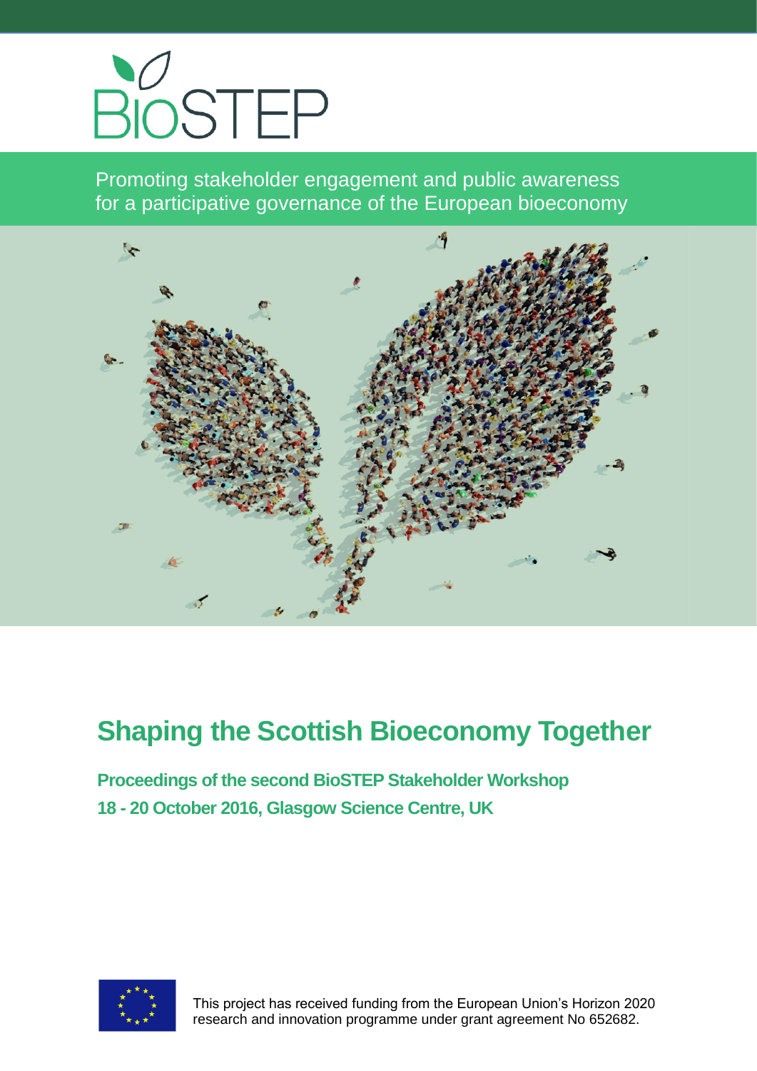BIOSTEP

Promoting stakeholder engagement and public awareness for a participative governance of the European bioeconomy

# Shaping the Scottish Bioeconomy Together

**Proceedings of the second BioSTEP Stakeholder Workshop**

**18 - 20 October 2016, Glasgow Science Centre, UK**

This project has received funding from the European Union's Horizon 2020 research and innovation programme under grant agreement No 652682.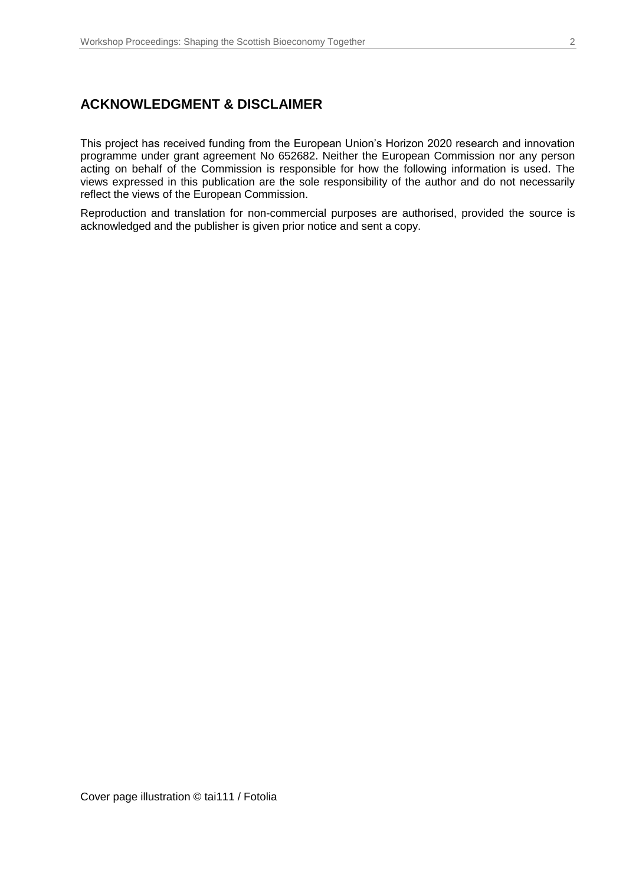## ACKNOWLEDGMENT & DISCLAIMER

This project has received funding from the European Union's Horizon 2020 research and innovation programme under grant agreement No 652682. Neither the European Commission nor any person acting on behalf of the Commission is responsible for how the following information is used. The views expressed in this publication are the sole responsibility of the author and do not necessarily reflect the views of the European Commission.

Reproduction and translation for non-commercial purposes are authorised, provided the source is acknowledged and the publisher is given prior notice and sent a copy.

Cover page illustration © tai111 / Fotolia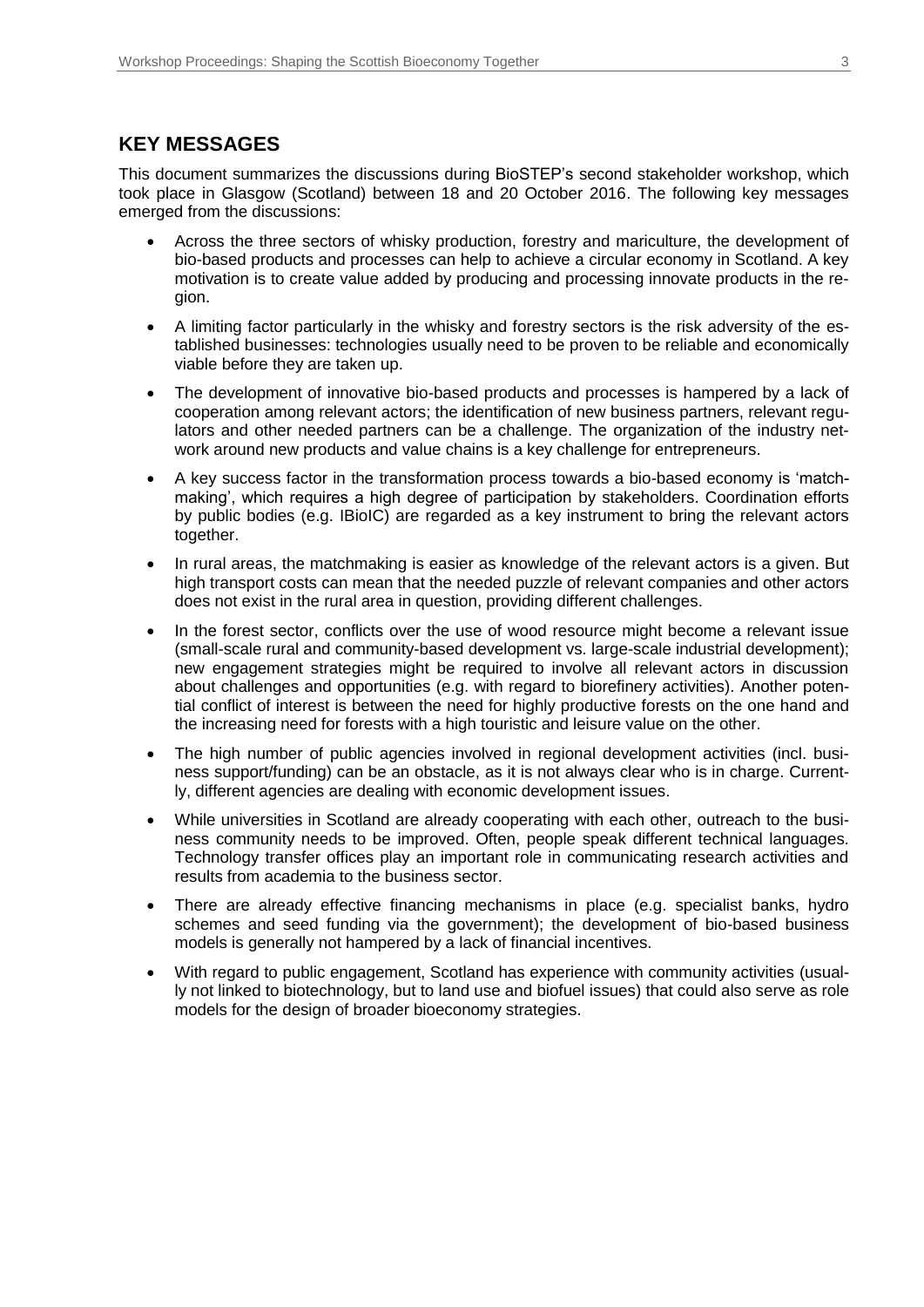## KEY MESSAGES

This document summarizes the discussions during BioSTEP's second stakeholder workshop, which took place in Glasgow (Scotland) between 18 and 20 October 2016. The following key messages emerged from the discussions:

- Across the three sectors of whisky production, forestry and mariculture, the development of bio-based products and processes can help to achieve a circular economy in Scotland. A key motivation is to create value added by producing and processing innovate products in the region.
- A limiting factor particularly in the whisky and forestry sectors is the risk adversity of the established businesses: technologies usually need to be proven to be reliable and economically viable before they are taken up.
- The development of innovative bio-based products and processes is hampered by a lack of cooperation among relevant actors; the identification of new business partners, relevant regulators and other needed partners can be a challenge. The organization of the industry network around new products and value chains is a key challenge for entrepreneurs.
- A key success factor in the transformation process towards a bio-based economy is 'matchmaking', which requires a high degree of participation by stakeholders. Coordination efforts by public bodies (e.g. IBioIC) are regarded as a key instrument to bring the relevant actors together.
- In rural areas, the matchmaking is easier as knowledge of the relevant actors is a given. But high transport costs can mean that the needed puzzle of relevant companies and other actors does not exist in the rural area in question, providing different challenges.
- In the forest sector, conflicts over the use of wood resource might become a relevant issue (small-scale rural and community-based development vs. large-scale industrial development); new engagement strategies might be required to involve all relevant actors in discussion about challenges and opportunities (e.g. with regard to biorefinery activities). Another potential conflict of interest is between the need for highly productive forests on the one hand and the increasing need for forests with a high touristic and leisure value on the other.
- The high number of public agencies involved in regional development activities (incl. business support/funding) can be an obstacle, as it is not always clear who is in charge. Currently, different agencies are dealing with economic development issues.
- While universities in Scotland are already cooperating with each other, outreach to the business community needs to be improved. Often, people speak different technical languages. Technology transfer offices play an important role in communicating research activities and results from academia to the business sector.
- There are already effective financing mechanisms in place (e.g. specialist banks, hydro schemes and seed funding via the government); the development of bio-based business models is generally not hampered by a lack of financial incentives.
- With regard to public engagement, Scotland has experience with community activities (usually not linked to biotechnology, but to land use and biofuel issues) that could also serve as role models for the design of broader bioeconomy strategies.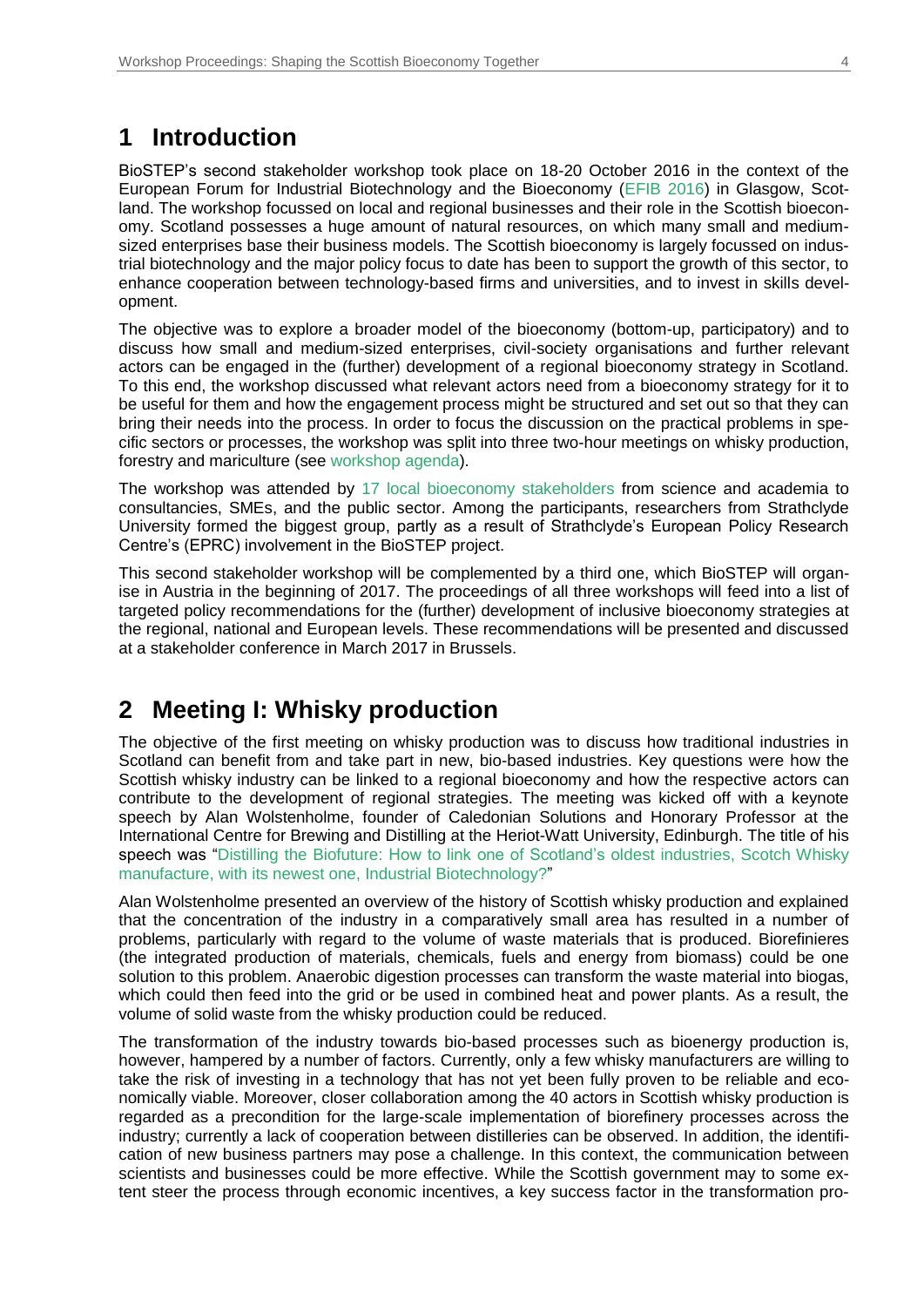# 1 Introduction

BioSTEP's second stakeholder workshop took place on 18-20 October 2016 in the context of the European Forum for Industrial Biotechnology and the Bioeconomy (EFIB 2016) in Glasgow, Scotland. The workshop focussed on local and regional businesses and their role in the Scottish bioeconomy. Scotland possesses a huge amount of natural resources, on which many small and medium-sized enterprises base their business models. The Scottish bioeconomy is largely focussed on industrial biotechnology and the major policy focus to date has been to support the growth of this sector, to enhance cooperation between technology-based firms and universities, and to invest in skills development.

The objective was to explore a broader model of the bioeconomy (bottom-up, participatory) and to discuss how small and medium-sized enterprises, civil-society organisations and further relevant actors can be engaged in the (further) development of a regional bioeconomy strategy in Scotland. To this end, the workshop discussed what relevant actors need from a bioeconomy strategy for it to be useful for them and how the engagement process might be structured and set out so that they can bring their needs into the process. In order to focus the discussion on the practical problems in specific sectors or processes, the workshop was split into three two-hour meetings on whisky production, forestry and mariculture (see workshop agenda).

The workshop was attended by 17 local bioeconomy stakeholders from science and academia to consultancies, SMEs, and the public sector. Among the participants, researchers from Strathclyde University formed the biggest group, partly as a result of Strathclyde's European Policy Research Centre's (EPRC) involvement in the BioSTEP project.

This second stakeholder workshop will be complemented by a third one, which BioSTEP will organise in Austria in the beginning of 2017. The proceedings of all three workshops will feed into a list of targeted policy recommendations for the (further) development of inclusive bioeconomy strategies at the regional, national and European levels. These recommendations will be presented and discussed at a stakeholder conference in March 2017 in Brussels.

# 2 Meeting I: Whisky production

The objective of the first meeting on whisky production was to discuss how traditional industries in Scotland can benefit from and take part in new, bio-based industries. Key questions were how the Scottish whisky industry can be linked to a regional bioeconomy and how the respective actors can contribute to the development of regional strategies. The meeting was kicked off with a keynote speech by Alan Wolstenholme, founder of Caledonian Solutions and Honorary Professor at the International Centre for Brewing and Distilling at the Heriot-Watt University, Edinburgh. The title of his speech was "Distilling the Biofuture: How to link one of Scotland's oldest industries, Scotch Whisky manufacture, with its newest one, Industrial Biotechnology?"

Alan Wolstenholme presented an overview of the history of Scottish whisky production and explained that the concentration of the industry in a comparatively small area has resulted in a number of problems, particularly with regard to the volume of waste materials that is produced. Biorefinieres (the integrated production of materials, chemicals, fuels and energy from biomass) could be one solution to this problem. Anaerobic digestion processes can transform the waste material into biogas, which could then feed into the grid or be used in combined heat and power plants. As a result, the volume of solid waste from the whisky production could be reduced.

The transformation of the industry towards bio-based processes such as bioenergy production is, however, hampered by a number of factors. Currently, only a few whisky manufacturers are willing to take the risk of investing in a technology that has not yet been fully proven to be reliable and economically viable. Moreover, closer collaboration among the 40 actors in Scottish whisky production is regarded as a precondition for the large-scale implementation of biorefinery processes across the industry; currently a lack of cooperation between distilleries can be observed. In addition, the identification of new business partners may pose a challenge. In this context, the communication between scientists and businesses could be more effective. While the Scottish government may to some extent steer the process through economic incentives, a key success factor in the transformation pro-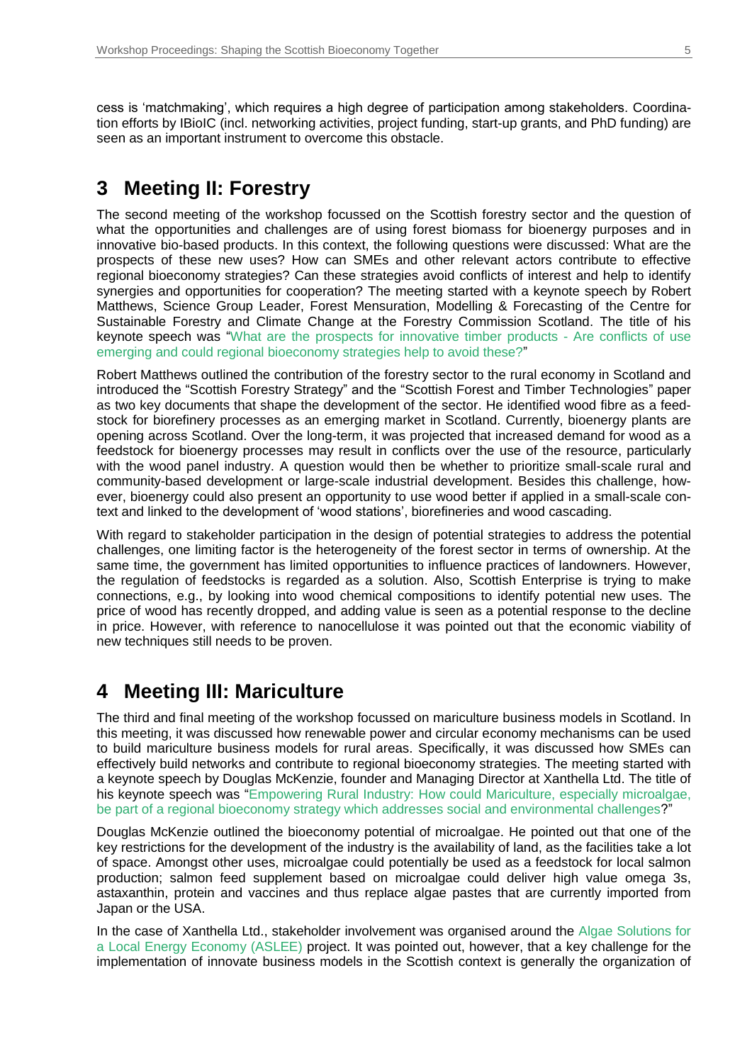cess is 'matchmaking', which requires a high degree of participation among stakeholders. Coordination efforts by IBioIC (incl. networking activities, project funding, start-up grants, and PhD funding) are seen as an important instrument to overcome this obstacle.

# 3 Meeting II: Forestry

The second meeting of the workshop focussed on the Scottish forestry sector and the question of what the opportunities and challenges are of using forest biomass for bioenergy purposes and in innovative bio-based products. In this context, the following questions were discussed: What are the prospects of these new uses? How can SMEs and other relevant actors contribute to effective regional bioeconomy strategies? Can these strategies avoid conflicts of interest and help to identify synergies and opportunities for cooperation? The meeting started with a keynote speech by Robert Matthews, Science Group Leader, Forest Mensuration, Modelling & Forecasting of the Centre for Sustainable Forestry and Climate Change at the Forestry Commission Scotland. The title of his keynote speech was "What are the prospects for innovative timber products - Are conflicts of use emerging and could regional bioeconomy strategies help to avoid these?"

Robert Matthews outlined the contribution of the forestry sector to the rural economy in Scotland and introduced the "Scottish Forestry Strategy" and the "Scottish Forest and Timber Technologies" paper as two key documents that shape the development of the sector. He identified wood fibre as a feedstock for biorefinery processes as an emerging market in Scotland. Currently, bioenergy plants are opening across Scotland. Over the long-term, it was projected that increased demand for wood as a feedstock for bioenergy processes may result in conflicts over the use of the resource, particularly with the wood panel industry. A question would then be whether to prioritize small-scale rural and community-based development or large-scale industrial development. Besides this challenge, however, bioenergy could also present an opportunity to use wood better if applied in a small-scale context and linked to the development of 'wood stations', biorefineries and wood cascading.

With regard to stakeholder participation in the design of potential strategies to address the potential challenges, one limiting factor is the heterogeneity of the forest sector in terms of ownership. At the same time, the government has limited opportunities to influence practices of landowners. However, the regulation of feedstocks is regarded as a solution. Also, Scottish Enterprise is trying to make connections, e.g., by looking into wood chemical compositions to identify potential new uses. The price of wood has recently dropped, and adding value is seen as a potential response to the decline in price. However, with reference to nanocellulose it was pointed out that the economic viability of new techniques still needs to be proven.

# 4 Meeting III: Mariculture

The third and final meeting of the workshop focussed on mariculture business models in Scotland. In this meeting, it was discussed how renewable power and circular economy mechanisms can be used to build mariculture business models for rural areas. Specifically, it was discussed how SMEs can effectively build networks and contribute to regional bioeconomy strategies. The meeting started with a keynote speech by Douglas McKenzie, founder and Managing Director at Xanthella Ltd. The title of his keynote speech was "Empowering Rural Industry: How could Mariculture, especially microalgae, be part of a regional bioeconomy strategy which addresses social and environmental challenges?"

Douglas McKenzie outlined the bioeconomy potential of microalgae. He pointed out that one of the key restrictions for the development of the industry is the availability of land, as the facilities take a lot of space. Amongst other uses, microalgae could potentially be used as a feedstock for local salmon production; salmon feed supplement based on microalgae could deliver high value omega 3s, astaxanthin, protein and vaccines and thus replace algae pastes that are currently imported from Japan or the USA.

In the case of Xanthella Ltd., stakeholder involvement was organised around the Algae Solutions for a Local Energy Economy (ASLEE) project. It was pointed out, however, that a key challenge for the implementation of innovate business models in the Scottish context is generally the organization of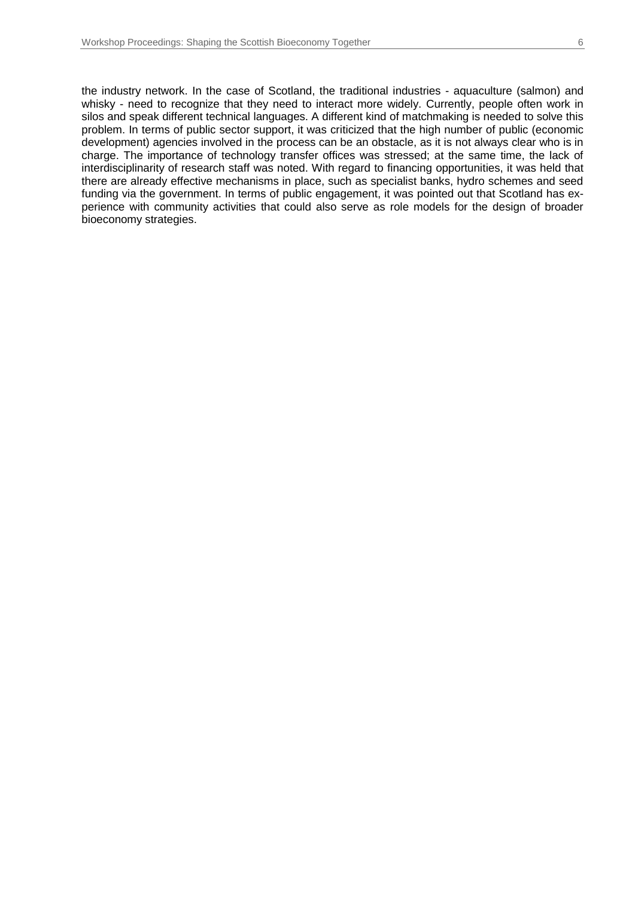the industry network. In the case of Scotland, the traditional industries - aquaculture (salmon) and whisky - need to recognize that they need to interact more widely. Currently, people often work in silos and speak different technical languages. A different kind of matchmaking is needed to solve this problem. In terms of public sector support, it was criticized that the high number of public (economic development) agencies involved in the process can be an obstacle, as it is not always clear who is in charge. The importance of technology transfer offices was stressed; at the same time, the lack of interdisciplinarity of research staff was noted. With regard to financing opportunities, it was held that there are already effective mechanisms in place, such as specialist banks, hydro schemes and seed funding via the government. In terms of public engagement, it was pointed out that Scotland has experience with community activities that could also serve as role models for the design of broader bioeconomy strategies.